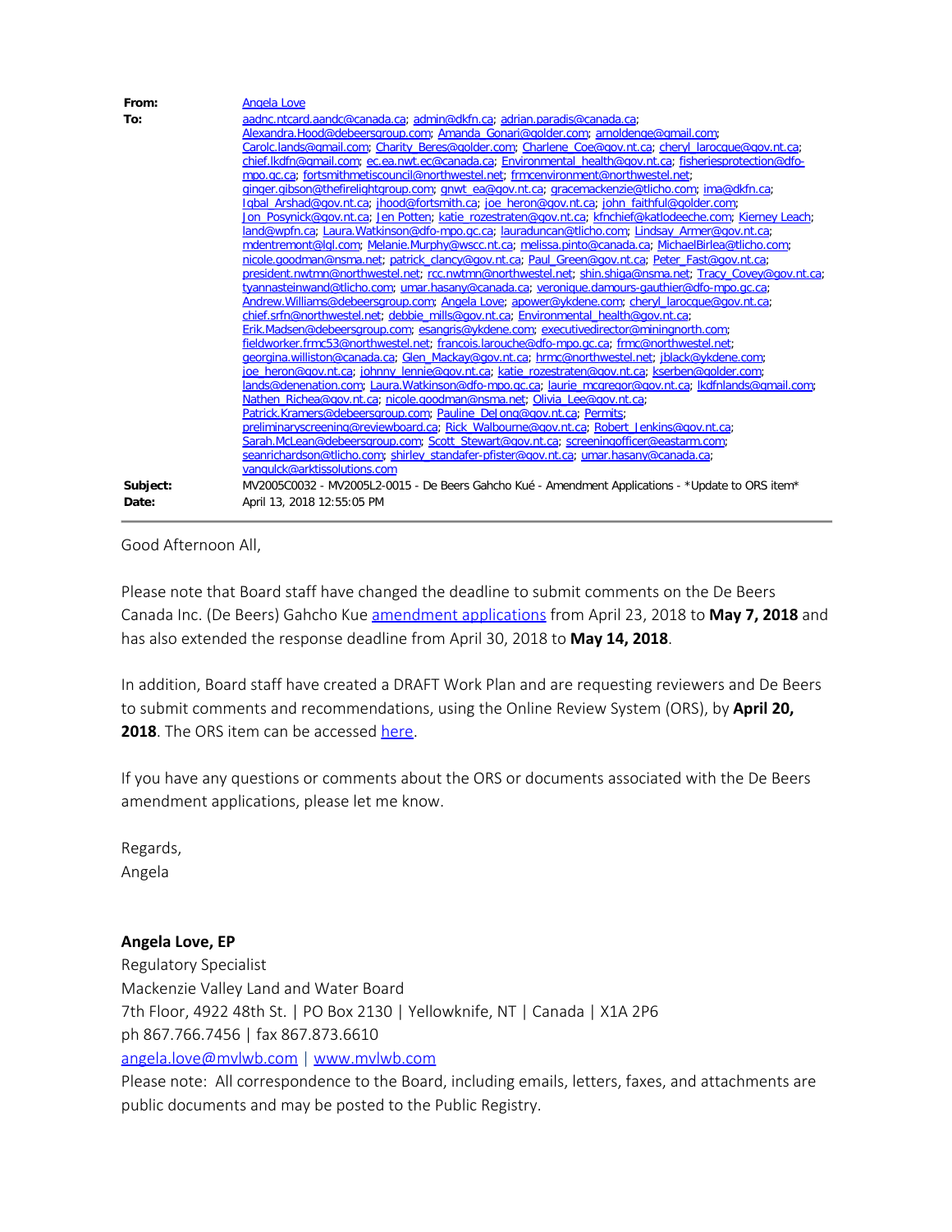**From:** Angela Love

**To:** aadnc.ntcard.aandc@canada.ca; admin@dkfn.ca; adrian.paradis@canada.ca; Alexandra.Hood@debeersgroup.com; Amanda_Gonari@golder.com; arnoldenge@gmail.com; Carolc.lands@gmail.com; Charity_Beres@golder.com; Charlene_Coe@gov.nt.ca; cheryl_larocque@gov.nt.ca; chief.lkdfn@gmail.com; ec.ea.nwt.ec@canada.ca; Environmental_health@gov.nt.ca; fisheriesprotection@dfo-mpo.gc.ca; fortsmithmetiscouncil@northwestel.net; frmcenvironment@northwestel.net; ginger.gibson@thefirelightgroup.com; gnwt_ea@gov.nt.ca; gracemackenzie@tlicho.com; ima@dkfn.ca; Iqbal_Arshad@gov.nt.ca; jhood@fortsmith.ca; joe_heron@gov.nt.ca; john_faithful@golder.com; Jon_Posynick@gov.nt.ca; Jen Potten; katie_rozestraten@gov.nt.ca; kfnchief@katlodeeche.com; Kierney Leach; land@wpfn.ca; Laura.Watkinson@dfo-mpo.gc.ca; lauraduncan@tlicho.com; Lindsay_Armer@gov.nt.ca; mdentremont@lgl.com; Melanie.Murphy@wscc.nt.ca; melissa.pinto@canada.ca; MichaelBirlea@tlicho.com; nicole.goodman@nsma.net; patrick_clancy@gov.nt.ca; Paul_Green@gov.nt.ca; Peter_Fast@gov.nt.ca; president.nwtmn@northwestel.net; rcc.nwtmn@northwestel.net; shin.shiga@nsma.net; Tracy_Covey@gov.nt.ca; tyannasteinwand@tlicho.com; umar.hasany@canada.ca; veronique.damours-gauthier@dfo-mpo.gc.ca; Andrew.Williams@debeersgroup.com; Angela Love; apower@ykdene.com; cheryl_larocque@gov.nt.ca; chief.srfn@northwestel.net; debbie_mills@gov.nt.ca; Environmental_health@gov.nt.ca; Erik.Madsen@debeersgroup.com; esangris@ykdene.com; executivedirector@miningnorth.com; fieldworker.frmc53@northwestel.net; francois.larouche@dfo-mpo.gc.ca; frmc@northwestel.net; georgina.williston@canada.ca; Glen_Mackay@gov.nt.ca; hrmc@northwestel.net; jblack@ykdene.com; joe_heron@gov.nt.ca; johnny_lennie@gov.nt.ca; katie_rozestraten@gov.nt.ca; kserben@golder.com; lands@denenation.com; Laura.Watkinson@dfo-mpo.gc.ca; laurie_mcgregor@gov.nt.ca; lkdfnlands@gmail.com; Nathen_Richea@gov.nt.ca; nicole.goodman@nsma.net; Olivia_Lee@gov.nt.ca; Patrick.Kramers@debeersgroup.com; Pauline_DeJong@gov.nt.ca; Permits; preliminaryscreening@reviewboard.ca; Rick_Walbourne@gov.nt.ca; Robert_Jenkins@gov.nt.ca; Sarah.McLean@debeersgroup.com; Scott_Stewart@gov.nt.ca; screeningofficer@eastarm.com; seanrichardson@tlicho.com; shirley_standafer-pfister@gov.nt.ca; umar.hasany@canada.ca; vangulck@arktissolutions.com

**Subject:** MV2005C0032 - MV2005L2-0015 - De Beers Gahcho Kué - Amendment Applications - *Update to ORS item*

**Date:** April 13, 2018 12:55:05 PM

---

Good Afternoon All,

Please note that Board staff have changed the deadline to submit comments on the De Beers Canada Inc. (De Beers) Gahcho Kue amendment applications from April 23, 2018 to **May 7, 2018** and has also extended the response deadline from April 30, 2018 to **May 14, 2018**.

In addition, Board staff have created a DRAFT Work Plan and are requesting reviewers and De Beers to submit comments and recommendations, using the Online Review System (ORS), by **April 20, 2018**. The ORS item can be accessed here.

If you have any questions or comments about the ORS or documents associated with the De Beers amendment applications, please let me know.

Regards,
Angela

**Angela Love, EP**
Regulatory Specialist
Mackenzie Valley Land and Water Board
7th Floor, 4922 48th St. | PO Box 2130 | Yellowknife, NT | Canada | X1A 2P6
ph 867.766.7456 | fax 867.873.6610
angela.love@mvlwb.com | www.mvlwb.com
Please note: All correspondence to the Board, including emails, letters, faxes, and attachments are public documents and may be posted to the Public Registry.